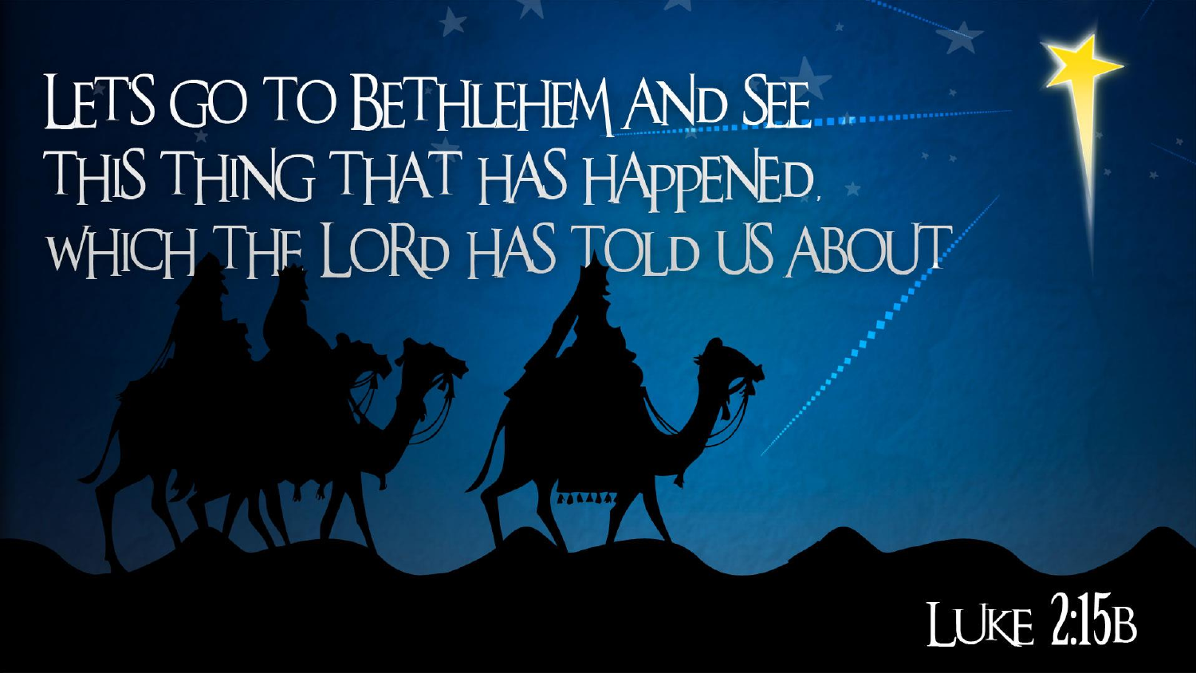Let's go to Bethlehem and see this thing that has happened, which the Lord has told us about

Luke 2:15b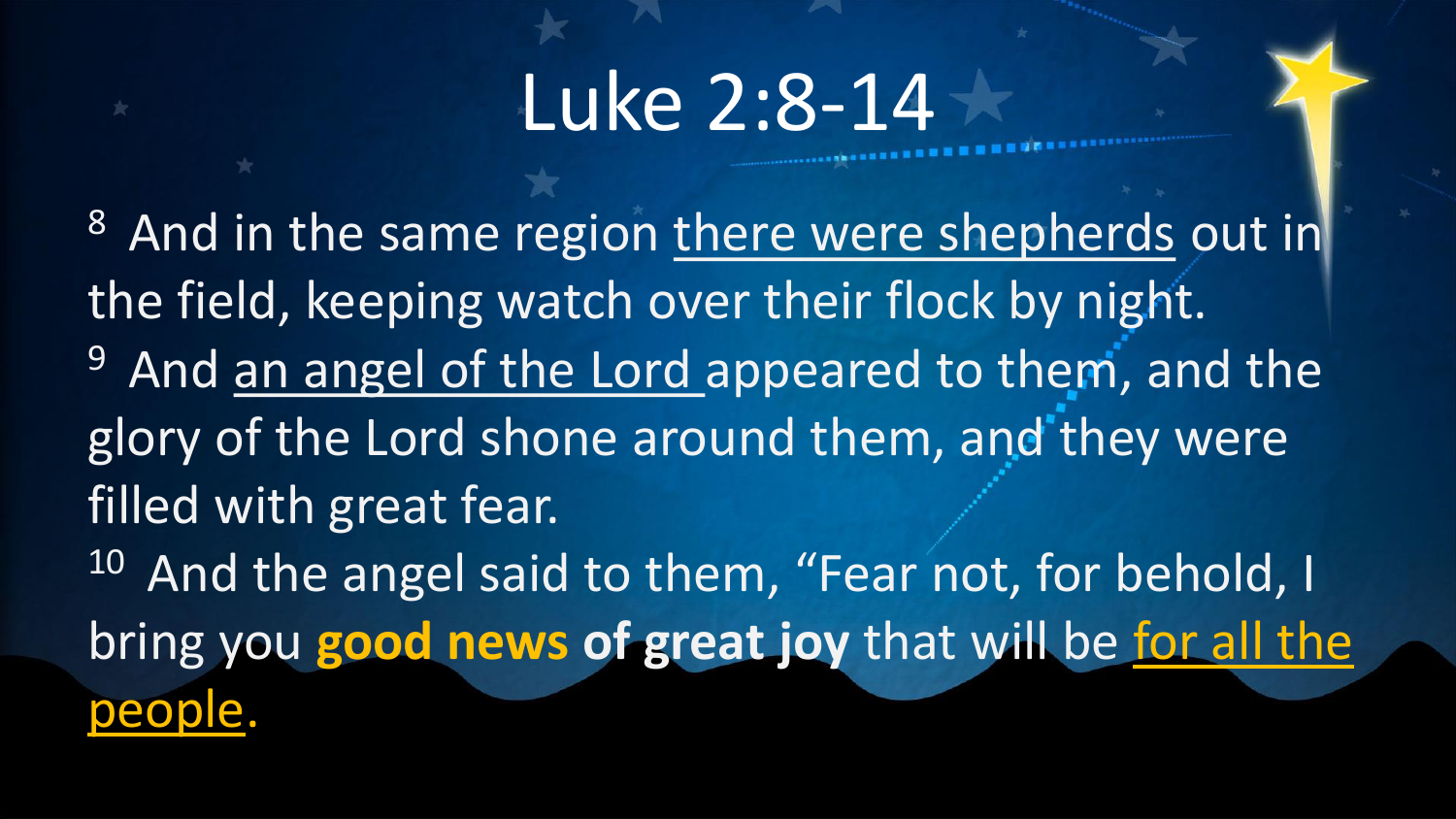# Luke 2:8-14

[8] And in the same region there were shepherds out in the field, keeping watch over their flock by night.
[9] And an angel of the Lord appeared to them, and the glory of the Lord shone around them, and they were filled with great fear.
[10] And the angel said to them, "Fear not, for behold, I bring you **good news of great joy** that will be for all the people.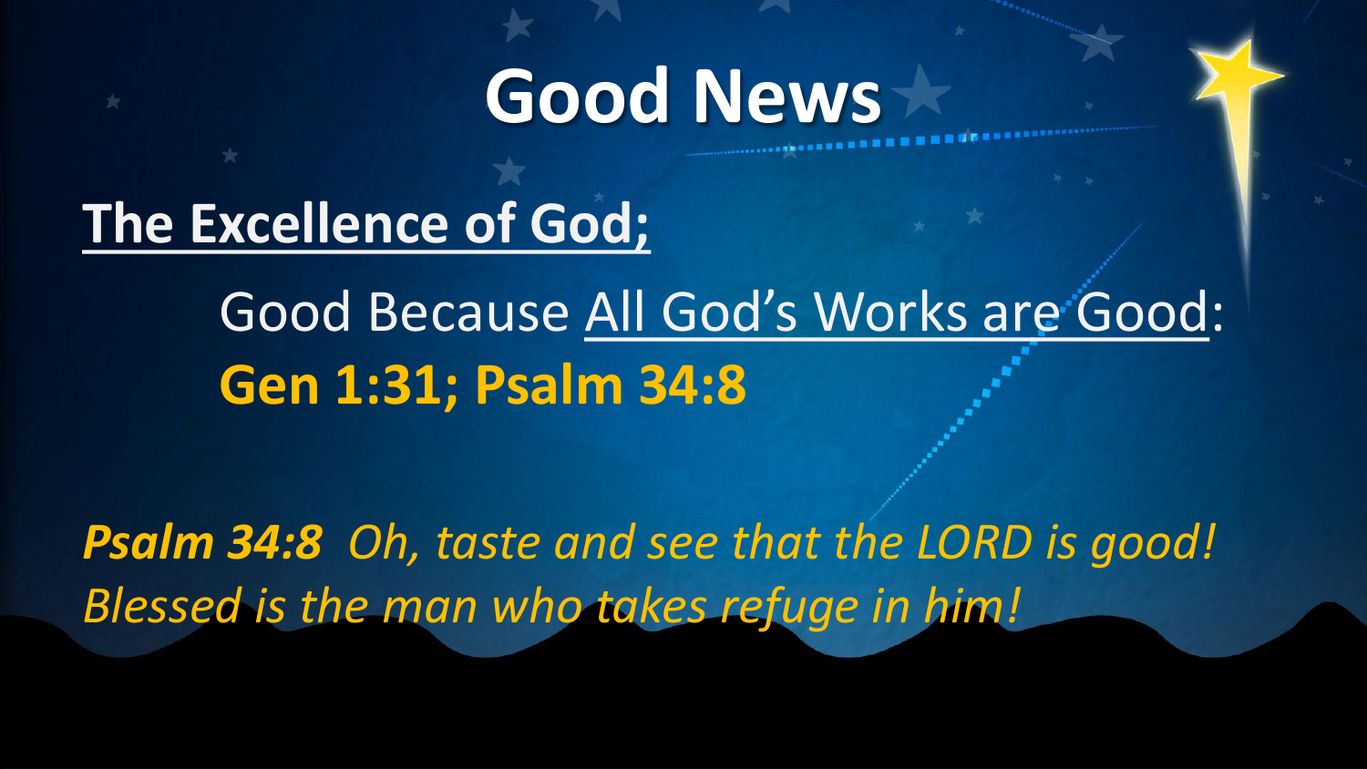# Good News

## The Excellence of God;

Good Because All God's Works are Good:

**Gen 1:31; Psalm 34:8**

***Psalm 34:8*** *Oh, taste and see that the LORD is good! Blessed is the man who takes refuge in him!*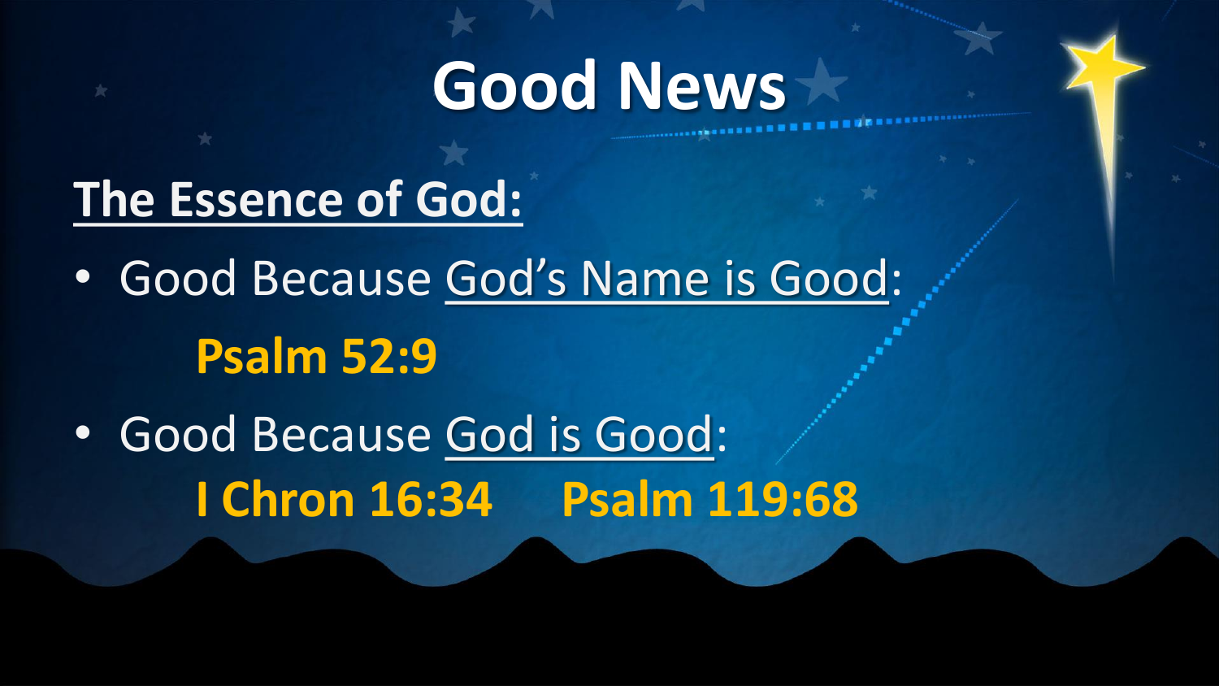# Good News

## The Essence of God:

- Good Because God's Name is Good:

  **Psalm 52:9**

- Good Because God is Good:

  **I Chron 16:34     Psalm 119:68**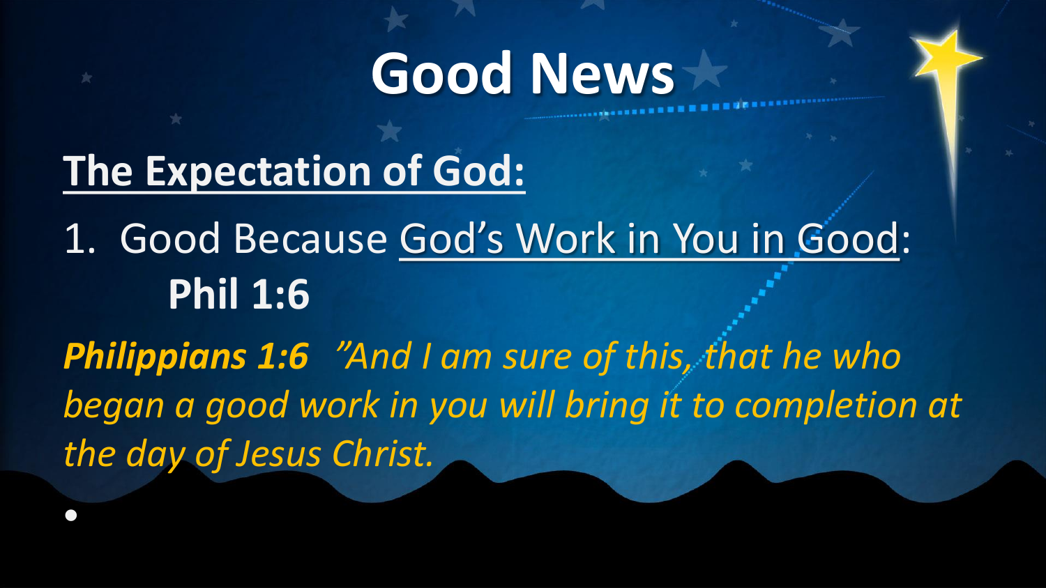# Good News

## The Expectation of God:

1. Good Because God's Work in You in Good:
   **Phil 1:6**

***Philippians 1:6*** *"And I am sure of this, that he who began a good work in you will bring it to completion at the day of Jesus Christ.*

-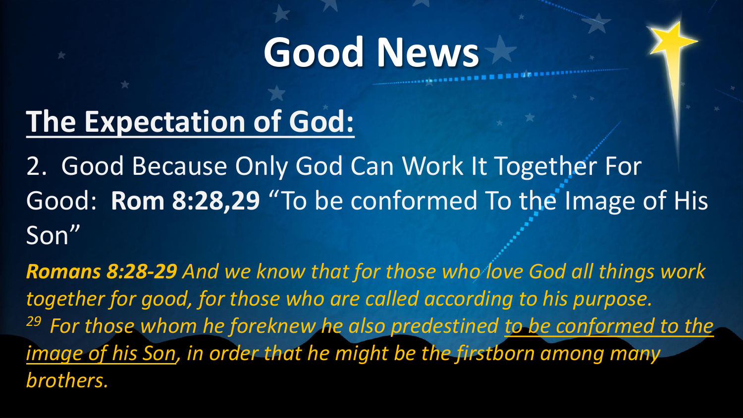# Good News

## <u>The Expectation of God:</u>

2. Good Because Only God Can Work It Together For Good: **Rom 8:28,29** "To be conformed To the Image of His Son"

***Romans 8:28-29*** *And we know that for those who love God all things work together for good, for those who are called according to his purpose.* [29] *For those whom he foreknew he also predestined <u>to be conformed to the image of his Son</u>, in order that he might be the firstborn among many brothers.*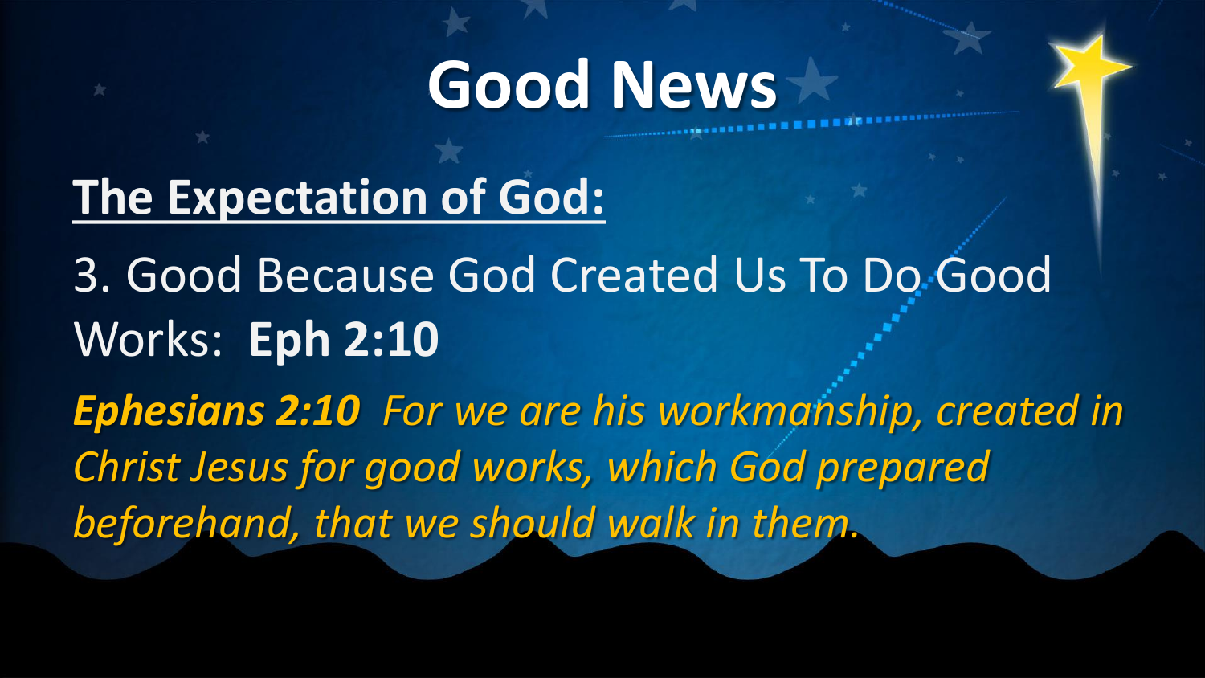# Good News

**The Expectation of God:**

3. Good Because God Created Us To Do Good Works: **Eph 2:10**

***Ephesians 2:10*** *For we are his workmanship, created in Christ Jesus for good works, which God prepared beforehand, that we should walk in them.*